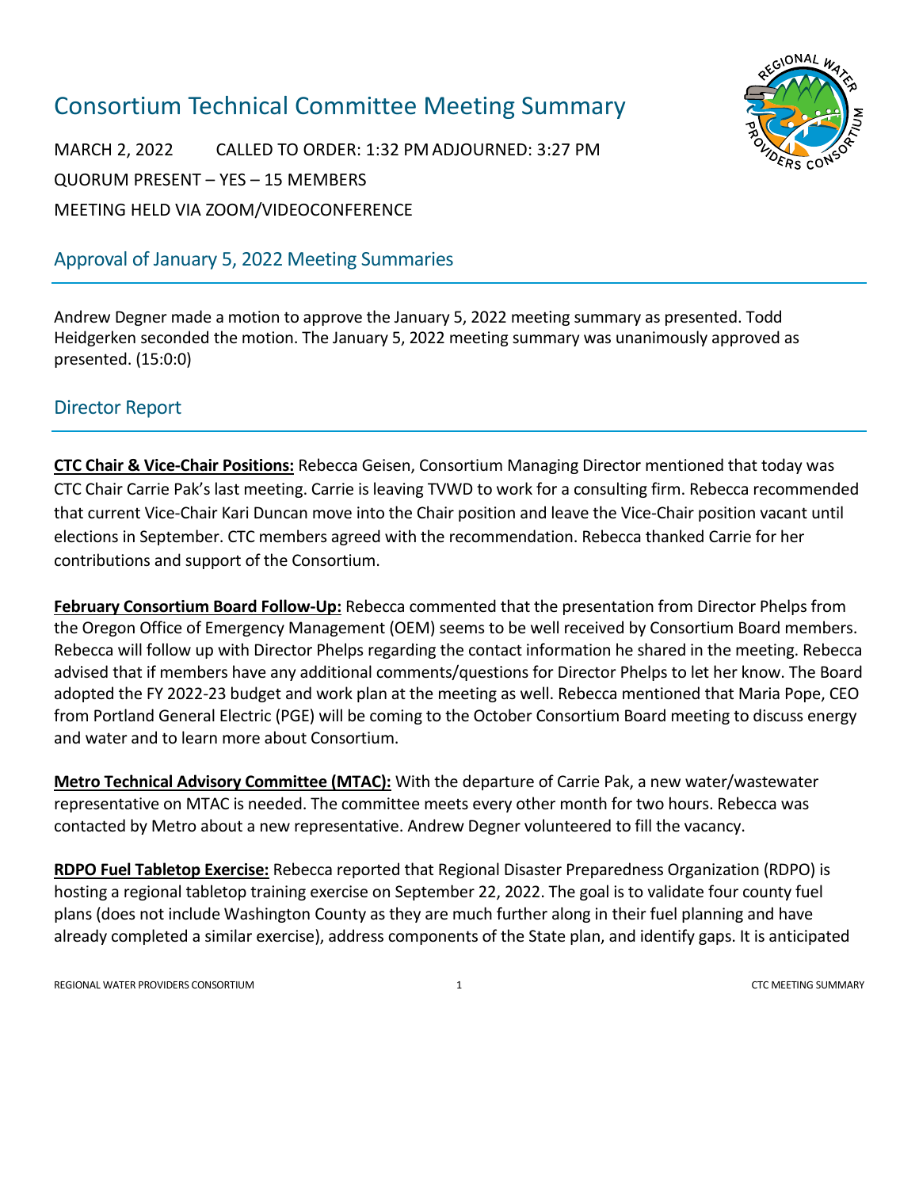# Consortium Technical Committee Meeting Summary

MARCH 2, 2022 CALLED TO ORDER: 1:32 PM ADJOURNED: 3:27 PM

QUORUM PRESENT – YES – 15 MEMBERS

MEETING HELD VIA ZOOM/VIDEOCONFERENCE

## Approval of January 5, 2022 Meeting Summaries

Andrew Degner made a motion to approve the January 5, 2022 meeting summary as presented. Todd Heidgerken seconded the motion. The January 5, 2022 meeting summary was unanimously approved as presented. (15:0:0)

## Director Report

**CTC Chair & Vice-Chair Positions:** Rebecca Geisen, Consortium Managing Director mentioned that today was CTC Chair Carrie Pak's last meeting. Carrie is leaving TVWD to work for a consulting firm. Rebecca recommended that current Vice-Chair Kari Duncan move into the Chair position and leave the Vice-Chair position vacant until elections in September. CTC members agreed with the recommendation. Rebecca thanked Carrie for her contributions and support of the Consortium.

**February Consortium Board Follow-Up:** Rebecca commented that the presentation from Director Phelps from the Oregon Office of Emergency Management (OEM) seems to be well received by Consortium Board members. Rebecca will follow up with Director Phelps regarding the contact information he shared in the meeting. Rebecca advised that if members have any additional comments/questions for Director Phelps to let her know. The Board adopted the FY 2022-23 budget and work plan at the meeting as well. Rebecca mentioned that Maria Pope, CEO from Portland General Electric (PGE) will be coming to the October Consortium Board meeting to discuss energy and water and to learn more about Consortium.

**Metro Technical Advisory Committee (MTAC):** With the departure of Carrie Pak, a new water/wastewater representative on MTAC is needed. The committee meets every other month for two hours. Rebecca was contacted by Metro about a new representative. Andrew Degner volunteered to fill the vacancy.

**RDPO Fuel Tabletop Exercise:** Rebecca reported that Regional Disaster Preparedness Organization (RDPO) is hosting a regional tabletop training exercise on September 22, 2022. The goal is to validate four county fuel plans (does not include Washington County as they are much further along in their fuel planning and have already completed a similar exercise), address components of the State plan, and identify gaps. It is anticipated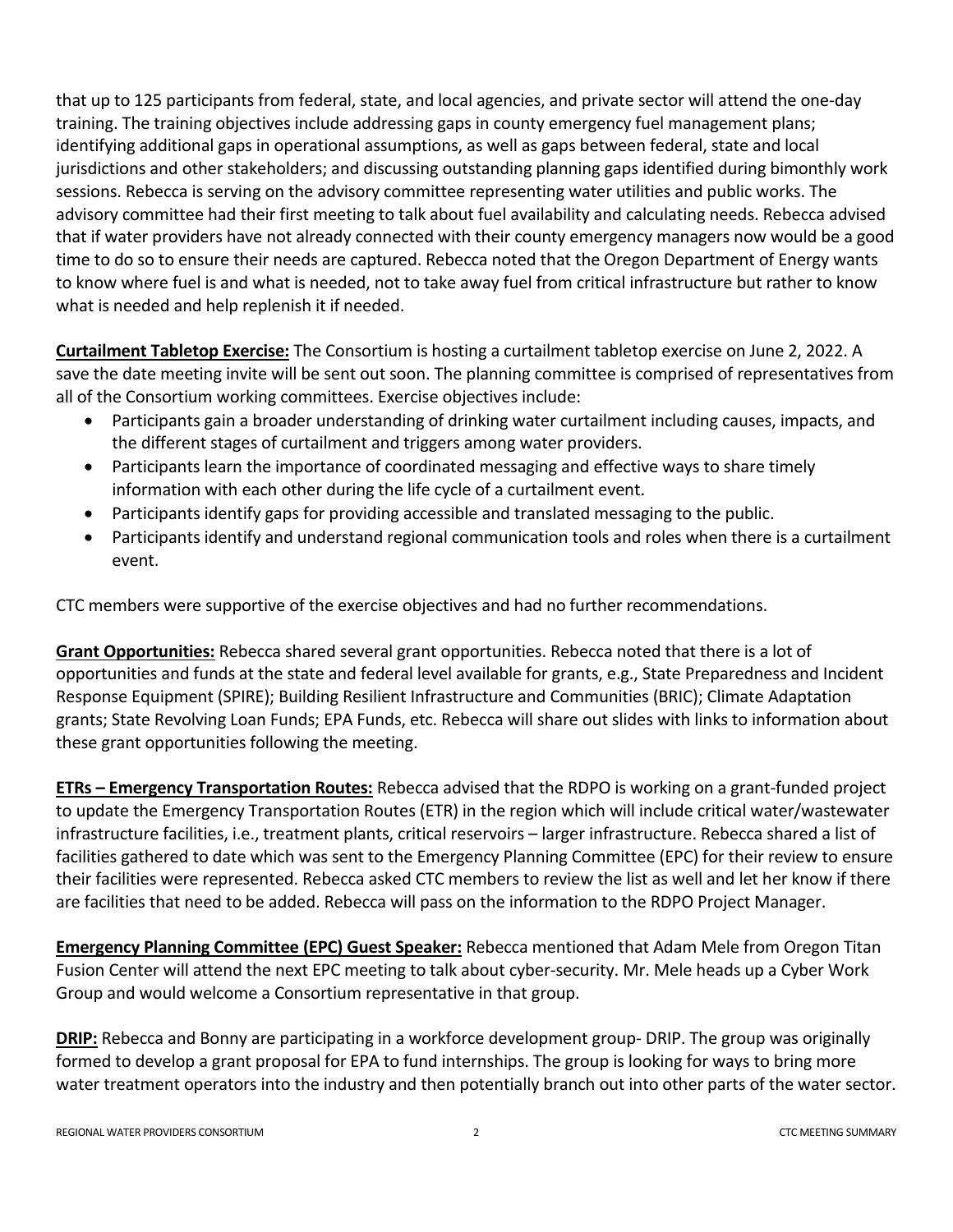that up to 125 participants from federal, state, and local agencies, and private sector will attend the one-day training. The training objectives include addressing gaps in county emergency fuel management plans; identifying additional gaps in operational assumptions, as well as gaps between federal, state and local jurisdictions and other stakeholders; and discussing outstanding planning gaps identified during bimonthly work sessions. Rebecca is serving on the advisory committee representing water utilities and public works. The advisory committee had their first meeting to talk about fuel availability and calculating needs. Rebecca advised that if water providers have not already connected with their county emergency managers now would be a good time to do so to ensure their needs are captured. Rebecca noted that the Oregon Department of Energy wants to know where fuel is and what is needed, not to take away fuel from critical infrastructure but rather to know what is needed and help replenish it if needed.

**Curtailment Tabletop Exercise:** The Consortium is hosting a curtailment tabletop exercise on June 2, 2022. A save the date meeting invite will be sent out soon. The planning committee is comprised of representatives from all of the Consortium working committees. Exercise objectives include:

- Participants gain a broader understanding of drinking water curtailment including causes, impacts, and the different stages of curtailment and triggers among water providers.
- Participants learn the importance of coordinated messaging and effective ways to share timely information with each other during the life cycle of a curtailment event.
- Participants identify gaps for providing accessible and translated messaging to the public.
- Participants identify and understand regional communication tools and roles when there is a curtailment event.

CTC members were supportive of the exercise objectives and had no further recommendations.

**Grant Opportunities:** Rebecca shared several grant opportunities. Rebecca noted that there is a lot of opportunities and funds at the state and federal level available for grants, e.g., State Preparedness and Incident Response Equipment (SPIRE); Building Resilient Infrastructure and Communities (BRIC); Climate Adaptation grants; State Revolving Loan Funds; EPA Funds, etc. Rebecca will share out slides with links to information about these grant opportunities following the meeting.

**ETRs – Emergency Transportation Routes:** Rebecca advised that the RDPO is working on a grant-funded project to update the Emergency Transportation Routes (ETR) in the region which will include critical water/wastewater infrastructure facilities, i.e., treatment plants, critical reservoirs – larger infrastructure. Rebecca shared a list of facilities gathered to date which was sent to the Emergency Planning Committee (EPC) for their review to ensure their facilities were represented. Rebecca asked CTC members to review the list as well and let her know if there are facilities that need to be added. Rebecca will pass on the information to the RDPO Project Manager.

**Emergency Planning Committee (EPC) Guest Speaker:** Rebecca mentioned that Adam Mele from Oregon Titan Fusion Center will attend the next EPC meeting to talk about cyber-security. Mr. Mele heads up a Cyber Work Group and would welcome a Consortium representative in that group.

**DRIP:** Rebecca and Bonny are participating in a workforce development group- DRIP. The group was originally formed to develop a grant proposal for EPA to fund internships. The group is looking for ways to bring more water treatment operators into the industry and then potentially branch out into other parts of the water sector.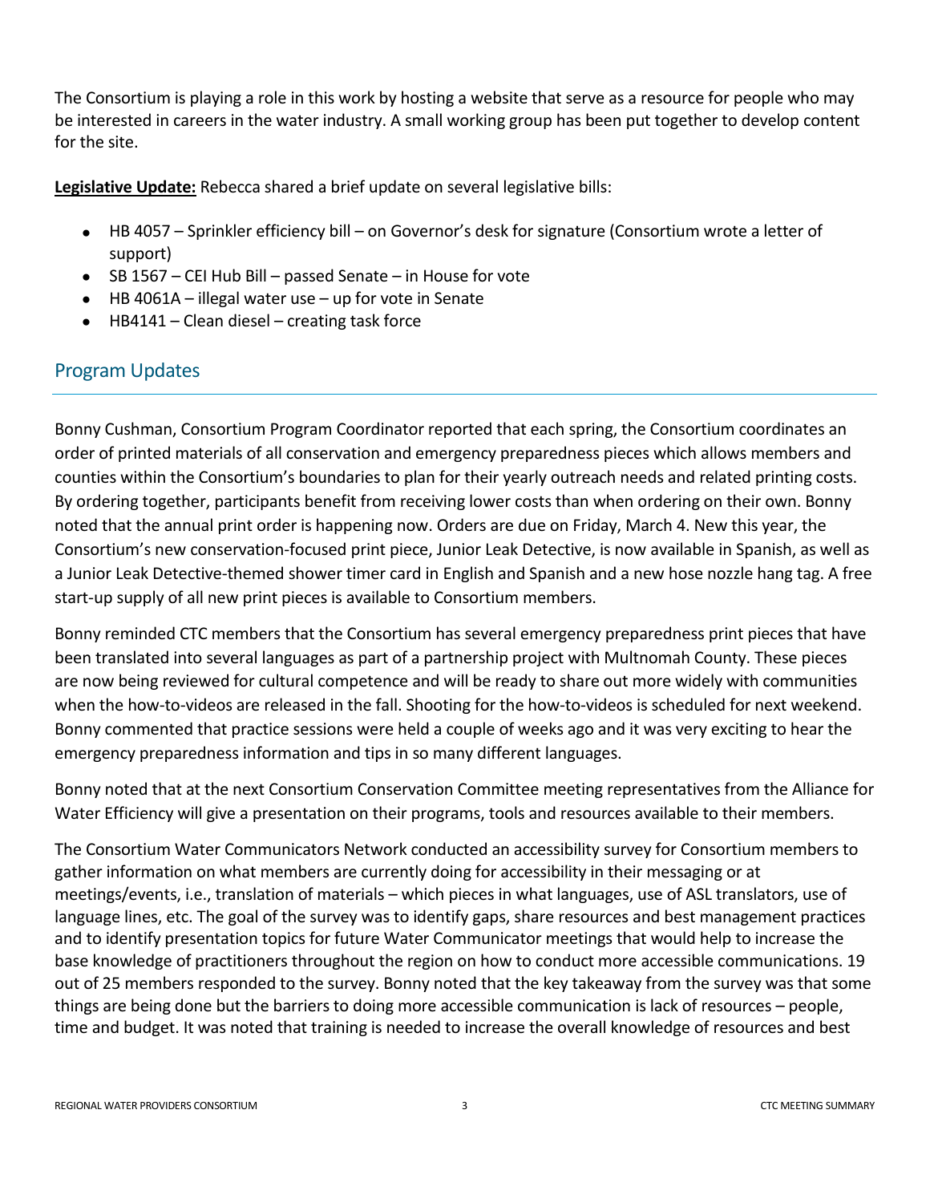The Consortium is playing a role in this work by hosting a website that serve as a resource for people who may be interested in careers in the water industry. A small working group has been put together to develop content for the site.

**Legislative Update:** Rebecca shared a brief update on several legislative bills:

- HB 4057 – Sprinkler efficiency bill – on Governor's desk for signature (Consortium wrote a letter of support)
- SB 1567 – CEI Hub Bill – passed Senate – in House for vote
- HB 4061A – illegal water use – up for vote in Senate
- HB4141 – Clean diesel – creating task force

## Program Updates

Bonny Cushman, Consortium Program Coordinator reported that each spring, the Consortium coordinates an order of printed materials of all conservation and emergency preparedness pieces which allows members and counties within the Consortium's boundaries to plan for their yearly outreach needs and related printing costs. By ordering together, participants benefit from receiving lower costs than when ordering on their own. Bonny noted that the annual print order is happening now. Orders are due on Friday, March 4. New this year, the Consortium's new conservation-focused print piece, Junior Leak Detective, is now available in Spanish, as well as a Junior Leak Detective-themed shower timer card in English and Spanish and a new hose nozzle hang tag. A free start-up supply of all new print pieces is available to Consortium members.

Bonny reminded CTC members that the Consortium has several emergency preparedness print pieces that have been translated into several languages as part of a partnership project with Multnomah County. These pieces are now being reviewed for cultural competence and will be ready to share out more widely with communities when the how-to-videos are released in the fall. Shooting for the how-to-videos is scheduled for next weekend. Bonny commented that practice sessions were held a couple of weeks ago and it was very exciting to hear the emergency preparedness information and tips in so many different languages.

Bonny noted that at the next Consortium Conservation Committee meeting representatives from the Alliance for Water Efficiency will give a presentation on their programs, tools and resources available to their members.

The Consortium Water Communicators Network conducted an accessibility survey for Consortium members to gather information on what members are currently doing for accessibility in their messaging or at meetings/events, i.e., translation of materials – which pieces in what languages, use of ASL translators, use of language lines, etc. The goal of the survey was to identify gaps, share resources and best management practices and to identify presentation topics for future Water Communicator meetings that would help to increase the base knowledge of practitioners throughout the region on how to conduct more accessible communications. 19 out of 25 members responded to the survey. Bonny noted that the key takeaway from the survey was that some things are being done but the barriers to doing more accessible communication is lack of resources – people, time and budget. It was noted that training is needed to increase the overall knowledge of resources and best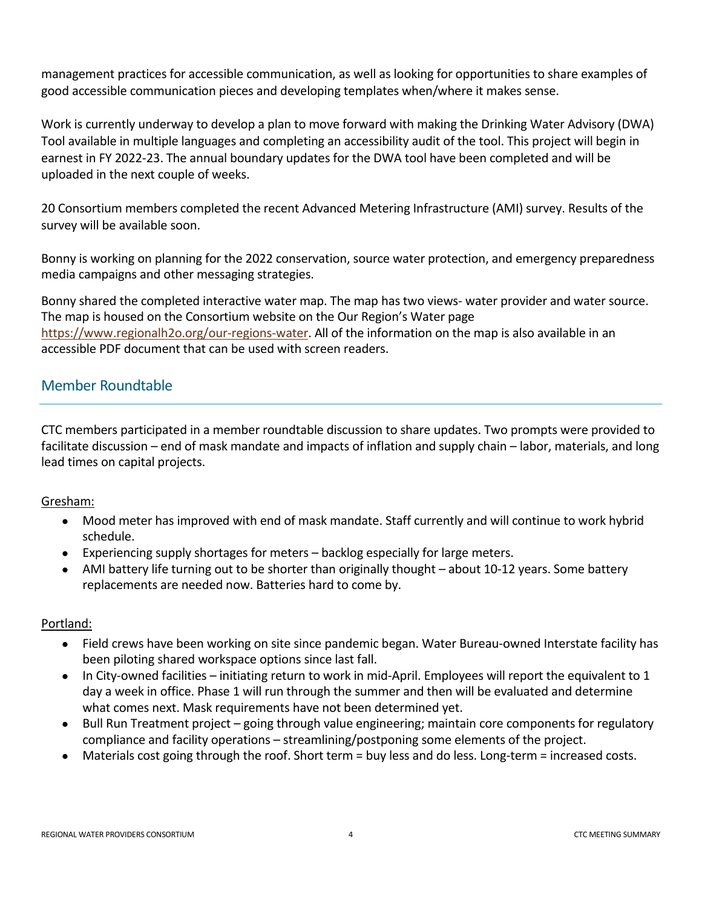management practices for accessible communication, as well as looking for opportunities to share examples of good accessible communication pieces and developing templates when/where it makes sense.

Work is currently underway to develop a plan to move forward with making the Drinking Water Advisory (DWA) Tool available in multiple languages and completing an accessibility audit of the tool. This project will begin in earnest in FY 2022-23. The annual boundary updates for the DWA tool have been completed and will be uploaded in the next couple of weeks.

20 Consortium members completed the recent Advanced Metering Infrastructure (AMI) survey. Results of the survey will be available soon.

Bonny is working on planning for the 2022 conservation, source water protection, and emergency preparedness media campaigns and other messaging strategies.

Bonny shared the completed interactive water map. The map has two views- water provider and water source. The map is housed on the Consortium website on the Our Region's Water page https://www.regionalh2o.org/our-regions-water. All of the information on the map is also available in an accessible PDF document that can be used with screen readers.

## Member Roundtable

CTC members participated in a member roundtable discussion to share updates. Two prompts were provided to facilitate discussion – end of mask mandate and impacts of inflation and supply chain – labor, materials, and long lead times on capital projects.

Gresham:

- Mood meter has improved with end of mask mandate. Staff currently and will continue to work hybrid schedule.
- Experiencing supply shortages for meters – backlog especially for large meters.
- AMI battery life turning out to be shorter than originally thought – about 10-12 years. Some battery replacements are needed now. Batteries hard to come by.

Portland:

- Field crews have been working on site since pandemic began. Water Bureau-owned Interstate facility has been piloting shared workspace options since last fall.
- In City-owned facilities – initiating return to work in mid-April. Employees will report the equivalent to 1 day a week in office. Phase 1 will run through the summer and then will be evaluated and determine what comes next. Mask requirements have not been determined yet.
- Bull Run Treatment project – going through value engineering; maintain core components for regulatory compliance and facility operations – streamlining/postponing some elements of the project.
- Materials cost going through the roof. Short term = buy less and do less. Long-term = increased costs.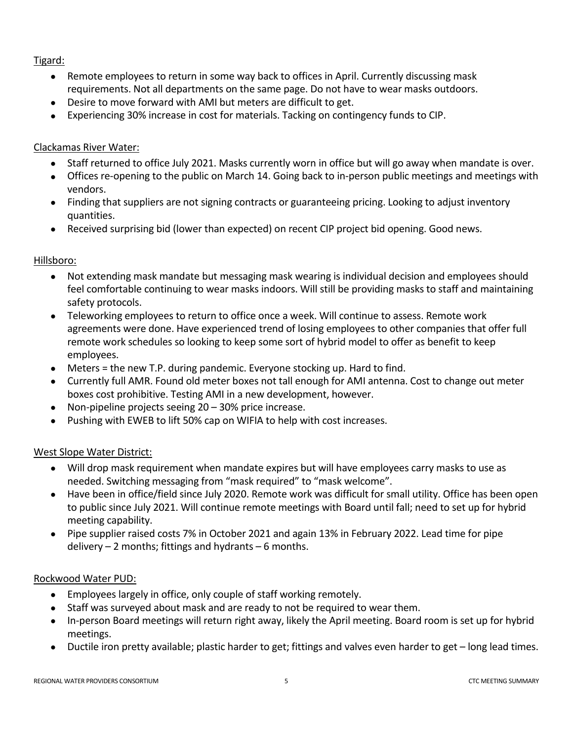Tigard:

- Remote employees to return in some way back to offices in April. Currently discussing mask requirements. Not all departments on the same page. Do not have to wear masks outdoors.
- Desire to move forward with AMI but meters are difficult to get.
- Experiencing 30% increase in cost for materials. Tacking on contingency funds to CIP.

Clackamas River Water:

- Staff returned to office July 2021. Masks currently worn in office but will go away when mandate is over.
- Offices re-opening to the public on March 14. Going back to in-person public meetings and meetings with vendors.
- Finding that suppliers are not signing contracts or guaranteeing pricing. Looking to adjust inventory quantities.
- Received surprising bid (lower than expected) on recent CIP project bid opening. Good news.

Hillsboro:

- Not extending mask mandate but messaging mask wearing is individual decision and employees should feel comfortable continuing to wear masks indoors. Will still be providing masks to staff and maintaining safety protocols.
- Teleworking employees to return to office once a week. Will continue to assess. Remote work agreements were done. Have experienced trend of losing employees to other companies that offer full remote work schedules so looking to keep some sort of hybrid model to offer as benefit to keep employees.
- Meters = the new T.P. during pandemic. Everyone stocking up. Hard to find.
- Currently full AMR. Found old meter boxes not tall enough for AMI antenna. Cost to change out meter boxes cost prohibitive. Testing AMI in a new development, however.
- Non-pipeline projects seeing 20 – 30% price increase.
- Pushing with EWEB to lift 50% cap on WIFIA to help with cost increases.

West Slope Water District:

- Will drop mask requirement when mandate expires but will have employees carry masks to use as needed. Switching messaging from "mask required" to "mask welcome".
- Have been in office/field since July 2020. Remote work was difficult for small utility. Office has been open to public since July 2021. Will continue remote meetings with Board until fall; need to set up for hybrid meeting capability.
- Pipe supplier raised costs 7% in October 2021 and again 13% in February 2022. Lead time for pipe delivery – 2 months; fittings and hydrants – 6 months.

Rockwood Water PUD:

- Employees largely in office, only couple of staff working remotely.
- Staff was surveyed about mask and are ready to not be required to wear them.
- In-person Board meetings will return right away, likely the April meeting. Board room is set up for hybrid meetings.
- Ductile iron pretty available; plastic harder to get; fittings and valves even harder to get – long lead times.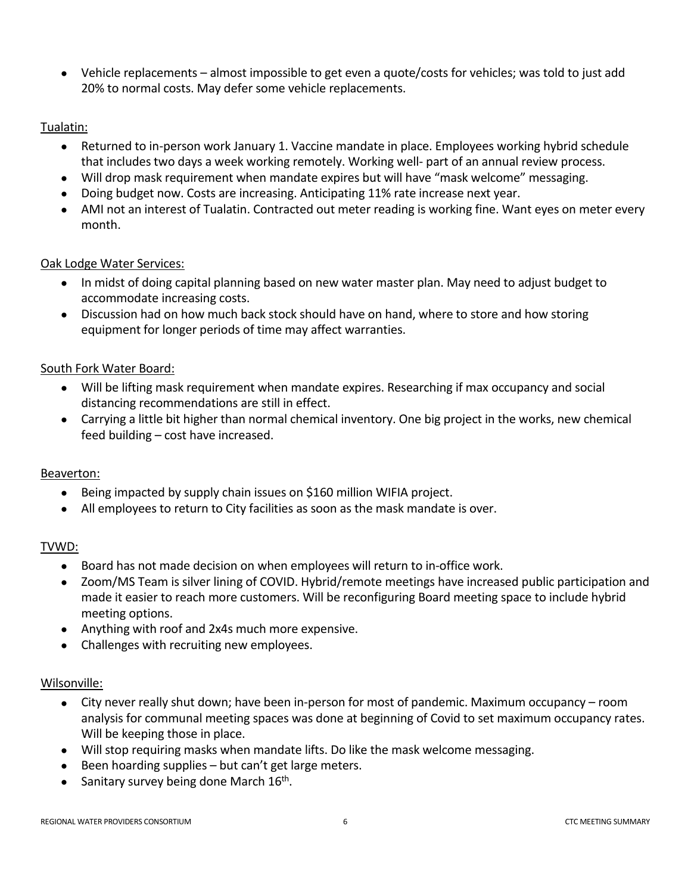- Vehicle replacements – almost impossible to get even a quote/costs for vehicles; was told to just add 20% to normal costs. May defer some vehicle replacements.

<u>Tualatin:</u>

- Returned to in-person work January 1. Vaccine mandate in place. Employees working hybrid schedule that includes two days a week working remotely. Working well- part of an annual review process.
- Will drop mask requirement when mandate expires but will have "mask welcome" messaging.
- Doing budget now. Costs are increasing. Anticipating 11% rate increase next year.
- AMI not an interest of Tualatin. Contracted out meter reading is working fine. Want eyes on meter every month.

<u>Oak Lodge Water Services:</u>

- In midst of doing capital planning based on new water master plan. May need to adjust budget to accommodate increasing costs.
- Discussion had on how much back stock should have on hand, where to store and how storing equipment for longer periods of time may affect warranties.

<u>South Fork Water Board:</u>

- Will be lifting mask requirement when mandate expires. Researching if max occupancy and social distancing recommendations are still in effect.
- Carrying a little bit higher than normal chemical inventory. One big project in the works, new chemical feed building – cost have increased.

<u>Beaverton:</u>

- Being impacted by supply chain issues on $160 million WIFIA project.
- All employees to return to City facilities as soon as the mask mandate is over.

<u>TVWD:</u>

- Board has not made decision on when employees will return to in-office work.
- Zoom/MS Team is silver lining of COVID. Hybrid/remote meetings have increased public participation and made it easier to reach more customers. Will be reconfiguring Board meeting space to include hybrid meeting options.
- Anything with roof and 2x4s much more expensive.
- Challenges with recruiting new employees.

<u>Wilsonville:</u>

- City never really shut down; have been in-person for most of pandemic. Maximum occupancy – room analysis for communal meeting spaces was done at beginning of Covid to set maximum occupancy rates. Will be keeping those in place.
- Will stop requiring masks when mandate lifts. Do like the mask welcome messaging.
- Been hoarding supplies – but can't get large meters.
- Sanitary survey being done March 16th.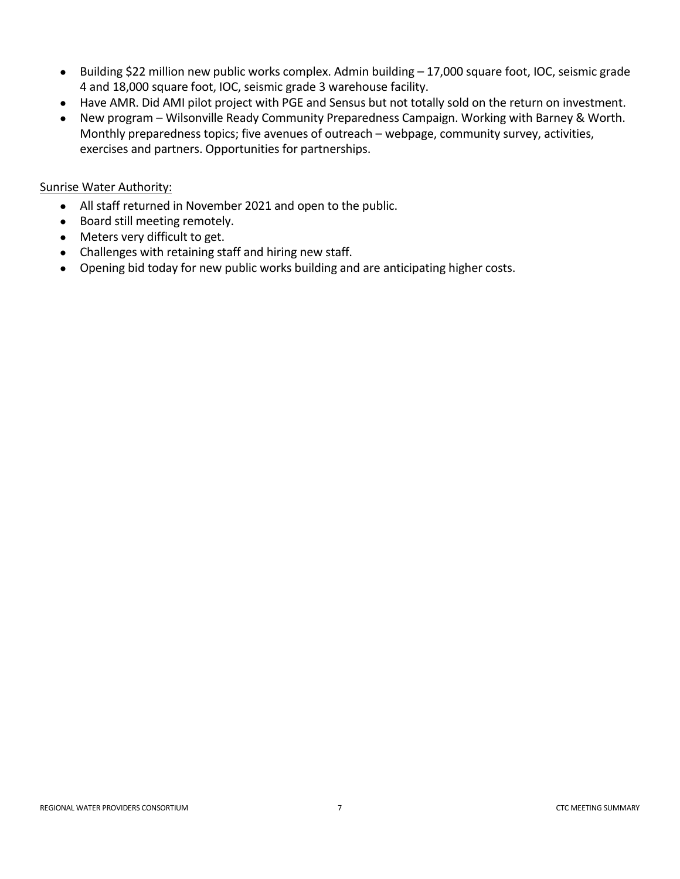- Building $22 million new public works complex. Admin building – 17,000 square foot, IOC, seismic grade 4 and 18,000 square foot, IOC, seismic grade 3 warehouse facility.
- Have AMR. Did AMI pilot project with PGE and Sensus but not totally sold on the return on investment.
- New program – Wilsonville Ready Community Preparedness Campaign. Working with Barney & Worth. Monthly preparedness topics; five avenues of outreach – webpage, community survey, activities, exercises and partners. Opportunities for partnerships.

<u>Sunrise Water Authority:</u>

- All staff returned in November 2021 and open to the public.
- Board still meeting remotely.
- Meters very difficult to get.
- Challenges with retaining staff and hiring new staff.
- Opening bid today for new public works building and are anticipating higher costs.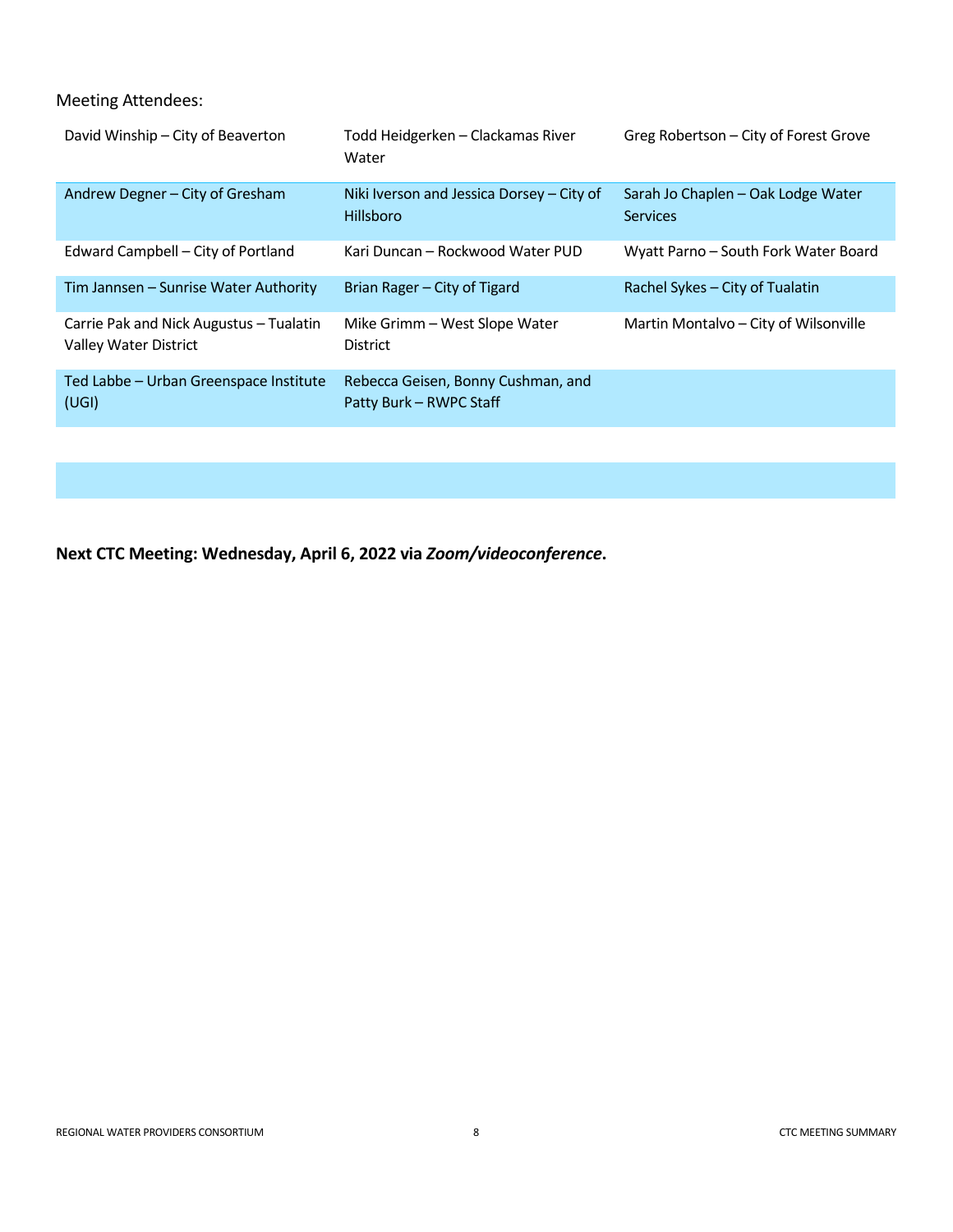Meeting Attendees:

| | | |
|---|---|---|
| David Winship – City of Beaverton | Todd Heidgerken – Clackamas River Water | Greg Robertson – City of Forest Grove |
| Andrew Degner – City of Gresham | Niki Iverson and Jessica Dorsey – City of Hillsboro | Sarah Jo Chaplen – Oak Lodge Water Services |
| Edward Campbell – City of Portland | Kari Duncan – Rockwood Water PUD | Wyatt Parno – South Fork Water Board |
| Tim Jannsen – Sunrise Water Authority | Brian Rager – City of Tigard | Rachel Sykes – City of Tualatin |
| Carrie Pak and Nick Augustus – Tualatin Valley Water District | Mike Grimm – West Slope Water District | Martin Montalvo – City of Wilsonville |
| Ted Labbe – Urban Greenspace Institute (UGI) | Rebecca Geisen, Bonny Cushman, and Patty Burk – RWPC Staff | |

**Next CTC Meeting: Wednesday, April 6, 2022 via *Zoom/videoconference*.**